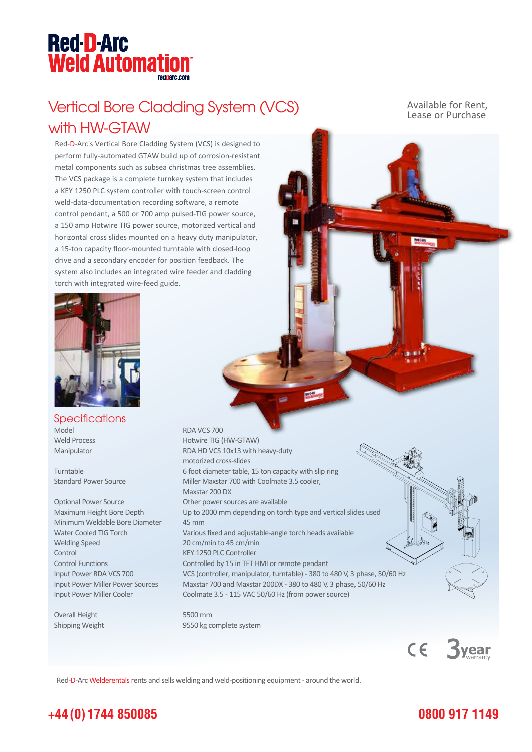Red-D-Arc
Weld Automation
reddarc.com

# Vertical Bore Cladding System (VCS) with HW-GTAW

Available for Rent, Lease or Purchase

Red-D-Arc's Vertical Bore Cladding System (VCS) is designed to perform fully-automated GTAW build up of corrosion-resistant metal components such as subsea christmas tree assemblies. The VCS package is a complete turnkey system that includes a KEY 1250 PLC system controller with touch-screen control weld-data-documentation recording software, a remote control pendant, a 500 or 700 amp pulsed-TIG power source, a 150 amp Hotwire TIG power source, motorized vertical and horizontal cross slides mounted on a heavy duty manipulator, a 15-ton capacity floor-mounted turntable with closed-loop drive and a secondary encoder for position feedback. The system also includes an integrated wire feeder and cladding torch with integrated wire-feed guide.

## Specifications

| | |
|---|---|
| Model | RDA VCS 700 |
| Weld Process | Hotwire TIG (HW-GTAW) |
| Manipulator | RDA HD VCS 10x13 with heavy-duty motorized cross-slides |
| Turntable | 6 foot diameter table, 15 ton capacity with slip ring |
| Standard Power Source | Miller Maxstar 700 with Coolmate 3.5 cooler, Maxstar 200 DX |
| Optional Power Source | Other power sources are available |
| Maximum Height Bore Depth | Up to 2000 mm depending on torch type and vertical slides used |
| Minimum Weldable Bore Diameter | 45 mm |
| Water Cooled TIG Torch | Various fixed and adjustable-angle torch heads available |
| Welding Speed | 20 cm/min to 45 cm/min |
| Control | KEY 1250 PLC Controller |
| Control Functions | Controlled by 15 in TFT HMI or remote pendant |
| Input Power RDA VCS 700 | VCS (controller, manipulator, turntable) - 380 to 480 V, 3 phase, 50/60 Hz |
| Input Power Miller Power Sources | Maxstar 700 and Maxstar 200DX - 380 to 480 V, 3 phase, 50/60 Hz |
| Input Power Miller Cooler | Coolmate 3.5 - 115 VAC 50/60 Hz (from power source) |
| Overall Height | 5500 mm |
| Shipping Weight | 9550 kg complete system |

CE 3 year warranty

Red-D-Arc Welderentals rents and sells welding and weld-positioning equipment - around the world.

+44 (0) 1744 850085

0800 917 1149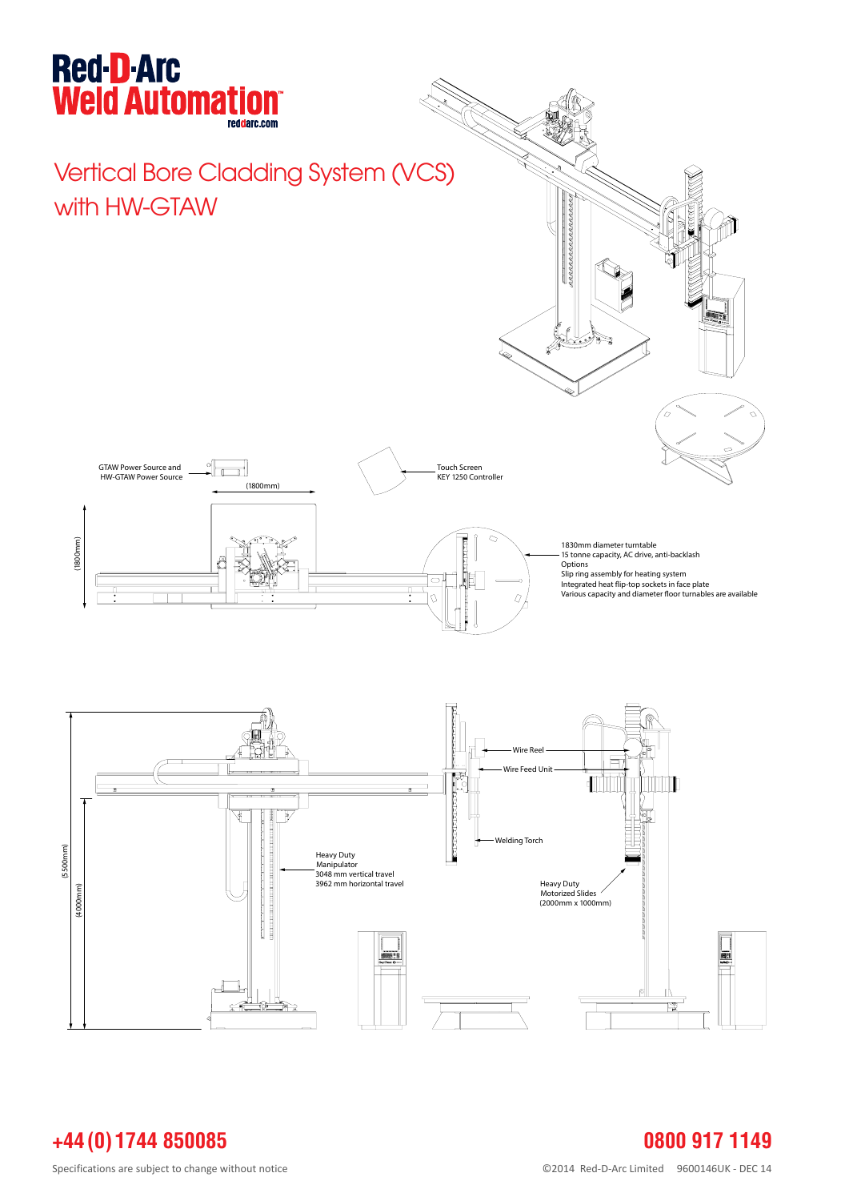# Red-D-Arc Weld Automation

reddarc.com

## Vertical Bore Cladding System (VCS) with HW-GTAW

GTAW Power Source and HW-GTAW Power Source

Touch Screen KEY 1250 Controller

(1800mm)

(1800mm)

1830mm diameter turntable
15 tonne capacity, AC drive, anti-backlash
Options
Slip ring assembly for heating system
Integrated heat flip-top sockets in face plate
Various capacity and diameter floor turnables are available

Wire Reel

Wire Feed Unit

Welding Torch

Heavy Duty Manipulator
3048 mm vertical travel
3962 mm horizontal travel

Heavy Duty Motorized Slides (2000mm x 1000mm)

(5500mm)

(4000mm)

**+44 (0) 1744 850085**

**0800 917 1149**

Specifications are subject to change without notice

©2014 Red-D-Arc Limited 9600146UK - DEC 14